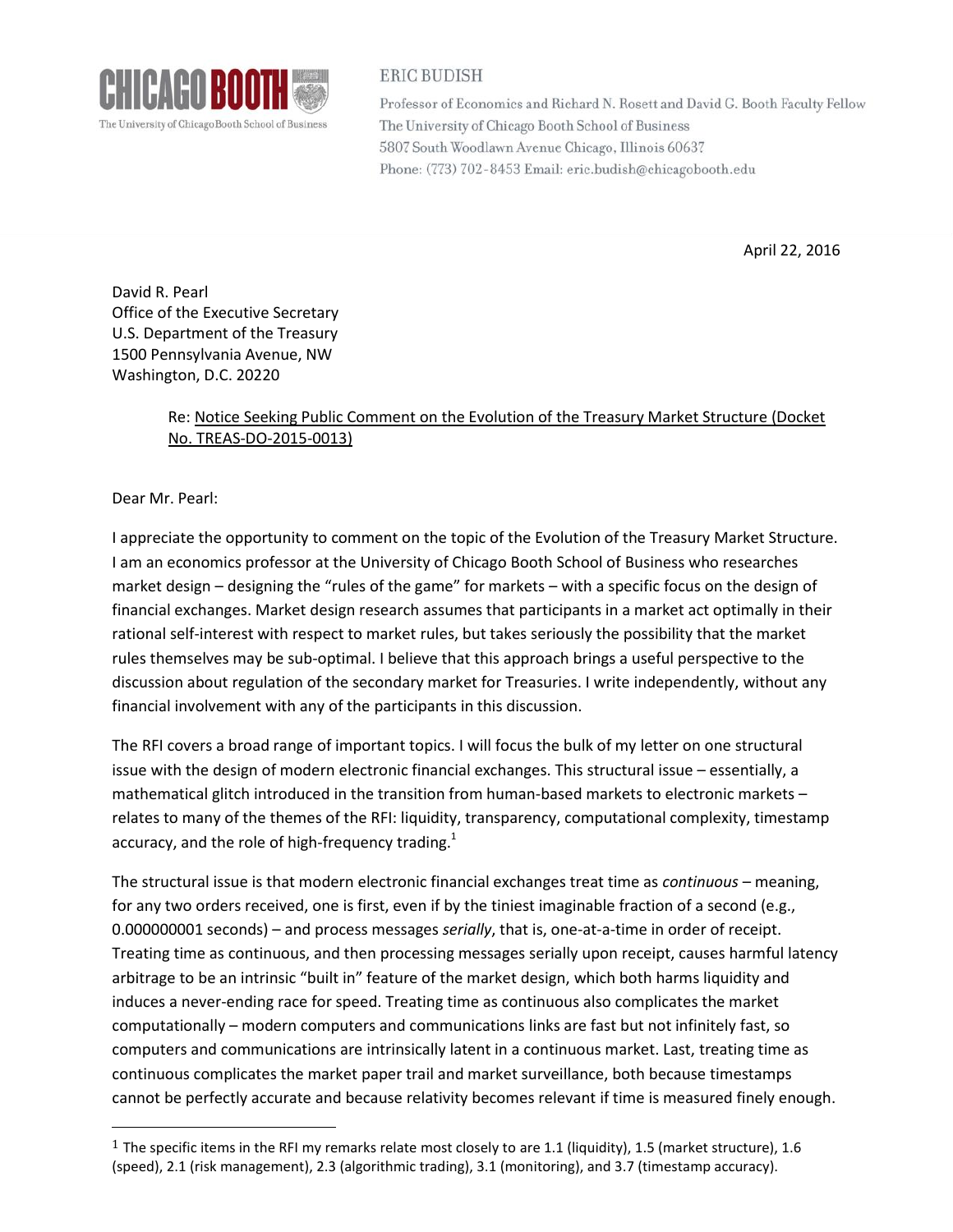CHICAGO BOOTH
The University of Chicago Booth School of Business

ERIC BUDISH
Professor of Economics and Richard N. Rosett and David G. Booth Faculty Fellow
The University of Chicago Booth School of Business
5807 South Woodlawn Avenue Chicago, Illinois 60637
Phone: (773) 702-8453 Email: eric.budish@chicagobooth.edu

April 22, 2016

David R. Pearl
Office of the Executive Secretary
U.S. Department of the Treasury
1500 Pennsylvania Avenue, NW
Washington, D.C. 20220

Re: Notice Seeking Public Comment on the Evolution of the Treasury Market Structure (Docket No. TREAS-DO-2015-0013)

Dear Mr. Pearl:

I appreciate the opportunity to comment on the topic of the Evolution of the Treasury Market Structure. I am an economics professor at the University of Chicago Booth School of Business who researches market design – designing the "rules of the game" for markets – with a specific focus on the design of financial exchanges. Market design research assumes that participants in a market act optimally in their rational self-interest with respect to market rules, but takes seriously the possibility that the market rules themselves may be sub-optimal. I believe that this approach brings a useful perspective to the discussion about regulation of the secondary market for Treasuries. I write independently, without any financial involvement with any of the participants in this discussion.

The RFI covers a broad range of important topics. I will focus the bulk of my letter on one structural issue with the design of modern electronic financial exchanges. This structural issue – essentially, a mathematical glitch introduced in the transition from human-based markets to electronic markets – relates to many of the themes of the RFI: liquidity, transparency, computational complexity, timestamp accuracy, and the role of high-frequency trading.[1]

The structural issue is that modern electronic financial exchanges treat time as *continuous* – meaning, for any two orders received, one is first, even if by the tiniest imaginable fraction of a second (e.g., 0.000000001 seconds) – and process messages *serially*, that is, one-at-a-time in order of receipt. Treating time as continuous, and then processing messages serially upon receipt, causes harmful latency arbitrage to be an intrinsic "built in" feature of the market design, which both harms liquidity and induces a never-ending race for speed. Treating time as continuous also complicates the market computationally – modern computers and communications links are fast but not infinitely fast, so computers and communications are intrinsically latent in a continuous market. Last, treating time as continuous complicates the market paper trail and market surveillance, both because timestamps cannot be perfectly accurate and because relativity becomes relevant if time is measured finely enough.

[1] The specific items in the RFI my remarks relate most closely to are 1.1 (liquidity), 1.5 (market structure), 1.6 (speed), 2.1 (risk management), 2.3 (algorithmic trading), 3.1 (monitoring), and 3.7 (timestamp accuracy).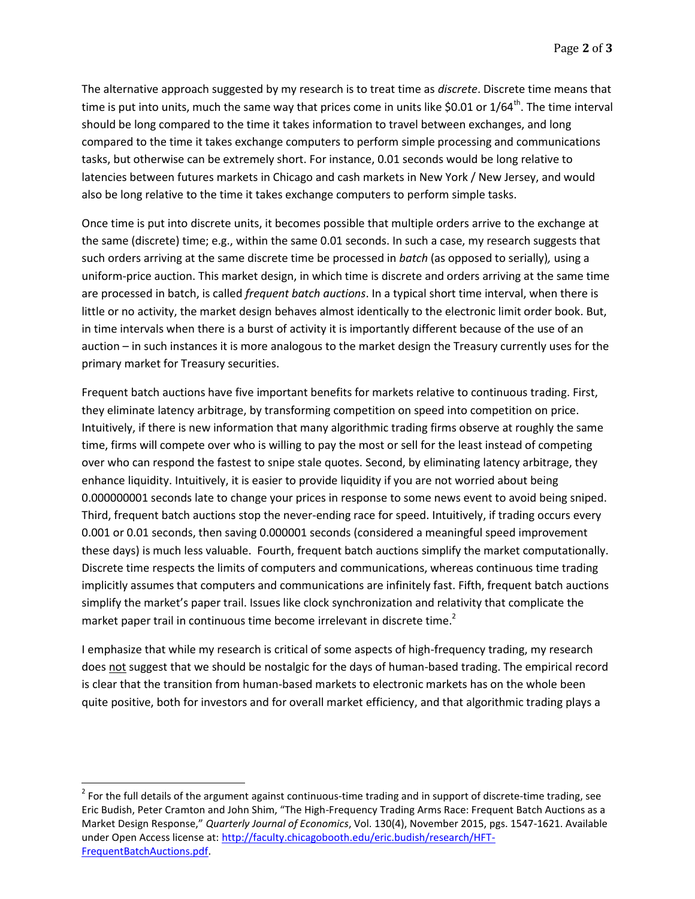The alternative approach suggested by my research is to treat time as *discrete*. Discrete time means that time is put into units, much the same way that prices come in units like $0.01 or 1/64th. The time interval should be long compared to the time it takes information to travel between exchanges, and long compared to the time it takes exchange computers to perform simple processing and communications tasks, but otherwise can be extremely short. For instance, 0.01 seconds would be long relative to latencies between futures markets in Chicago and cash markets in New York / New Jersey, and would also be long relative to the time it takes exchange computers to perform simple tasks.

Once time is put into discrete units, it becomes possible that multiple orders arrive to the exchange at the same (discrete) time; e.g., within the same 0.01 seconds. In such a case, my research suggests that such orders arriving at the same discrete time be processed in *batch* (as opposed to serially), using a uniform-price auction. This market design, in which time is discrete and orders arriving at the same time are processed in batch, is called *frequent batch auctions*. In a typical short time interval, when there is little or no activity, the market design behaves almost identically to the electronic limit order book. But, in time intervals when there is a burst of activity it is importantly different because of the use of an auction – in such instances it is more analogous to the market design the Treasury currently uses for the primary market for Treasury securities.

Frequent batch auctions have five important benefits for markets relative to continuous trading. First, they eliminate latency arbitrage, by transforming competition on speed into competition on price. Intuitively, if there is new information that many algorithmic trading firms observe at roughly the same time, firms will compete over who is willing to pay the most or sell for the least instead of competing over who can respond the fastest to snipe stale quotes. Second, by eliminating latency arbitrage, they enhance liquidity. Intuitively, it is easier to provide liquidity if you are not worried about being 0.000000001 seconds late to change your prices in response to some news event to avoid being sniped. Third, frequent batch auctions stop the never-ending race for speed. Intuitively, if trading occurs every 0.001 or 0.01 seconds, then saving 0.000001 seconds (considered a meaningful speed improvement these days) is much less valuable. Fourth, frequent batch auctions simplify the market computationally. Discrete time respects the limits of computers and communications, whereas continuous time trading implicitly assumes that computers and communications are infinitely fast. Fifth, frequent batch auctions simplify the market's paper trail. Issues like clock synchronization and relativity that complicate the market paper trail in continuous time become irrelevant in discrete time.[2]

I emphasize that while my research is critical of some aspects of high-frequency trading, my research does <u>not</u> suggest that we should be nostalgic for the days of human-based trading. The empirical record is clear that the transition from human-based markets to electronic markets has on the whole been quite positive, both for investors and for overall market efficiency, and that algorithmic trading plays a

---

[2] For the full details of the argument against continuous-time trading and in support of discrete-time trading, see Eric Budish, Peter Cramton and John Shim, "The High-Frequency Trading Arms Race: Frequent Batch Auctions as a Market Design Response," *Quarterly Journal of Economics*, Vol. 130(4), November 2015, pgs. 1547-1621. Available under Open Access license at: http://faculty.chicagobooth.edu/eric.budish/research/HFT-FrequentBatchAuctions.pdf.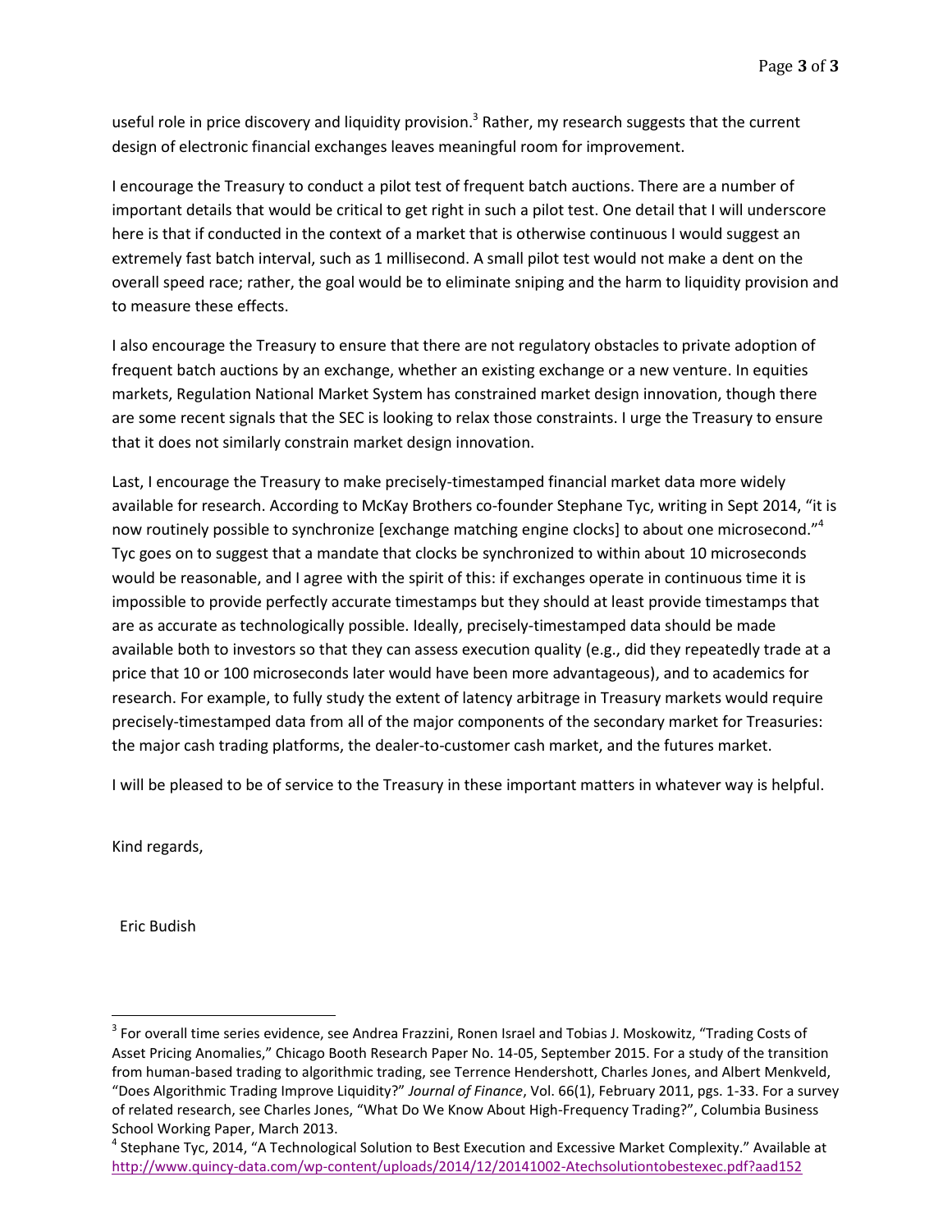useful role in price discovery and liquidity provision.[3] Rather, my research suggests that the current design of electronic financial exchanges leaves meaningful room for improvement.

I encourage the Treasury to conduct a pilot test of frequent batch auctions. There are a number of important details that would be critical to get right in such a pilot test. One detail that I will underscore here is that if conducted in the context of a market that is otherwise continuous I would suggest an extremely fast batch interval, such as 1 millisecond. A small pilot test would not make a dent on the overall speed race; rather, the goal would be to eliminate sniping and the harm to liquidity provision and to measure these effects.

I also encourage the Treasury to ensure that there are not regulatory obstacles to private adoption of frequent batch auctions by an exchange, whether an existing exchange or a new venture. In equities markets, Regulation National Market System has constrained market design innovation, though there are some recent signals that the SEC is looking to relax those constraints. I urge the Treasury to ensure that it does not similarly constrain market design innovation.

Last, I encourage the Treasury to make precisely-timestamped financial market data more widely available for research. According to McKay Brothers co-founder Stephane Tyc, writing in Sept 2014, "it is now routinely possible to synchronize [exchange matching engine clocks] to about one microsecond."[4] Tyc goes on to suggest that a mandate that clocks be synchronized to within about 10 microseconds would be reasonable, and I agree with the spirit of this: if exchanges operate in continuous time it is impossible to provide perfectly accurate timestamps but they should at least provide timestamps that are as accurate as technologically possible. Ideally, precisely-timestamped data should be made available both to investors so that they can assess execution quality (e.g., did they repeatedly trade at a price that 10 or 100 microseconds later would have been more advantageous), and to academics for research. For example, to fully study the extent of latency arbitrage in Treasury markets would require precisely-timestamped data from all of the major components of the secondary market for Treasuries: the major cash trading platforms, the dealer-to-customer cash market, and the futures market.

I will be pleased to be of service to the Treasury in these important matters in whatever way is helpful.

Kind regards,

Eric Budish

---

[3] For overall time series evidence, see Andrea Frazzini, Ronen Israel and Tobias J. Moskowitz, "Trading Costs of Asset Pricing Anomalies," Chicago Booth Research Paper No. 14-05, September 2015. For a study of the transition from human-based trading to algorithmic trading, see Terrence Hendershott, Charles Jones, and Albert Menkveld, "Does Algorithmic Trading Improve Liquidity?" *Journal of Finance*, Vol. 66(1), February 2011, pgs. 1-33. For a survey of related research, see Charles Jones, "What Do We Know About High-Frequency Trading?", Columbia Business School Working Paper, March 2013.

[4] Stephane Tyc, 2014, "A Technological Solution to Best Execution and Excessive Market Complexity." Available at http://www.quincy-data.com/wp-content/uploads/2014/12/20141002-Atechsolutiontobestexec.pdf?aad152